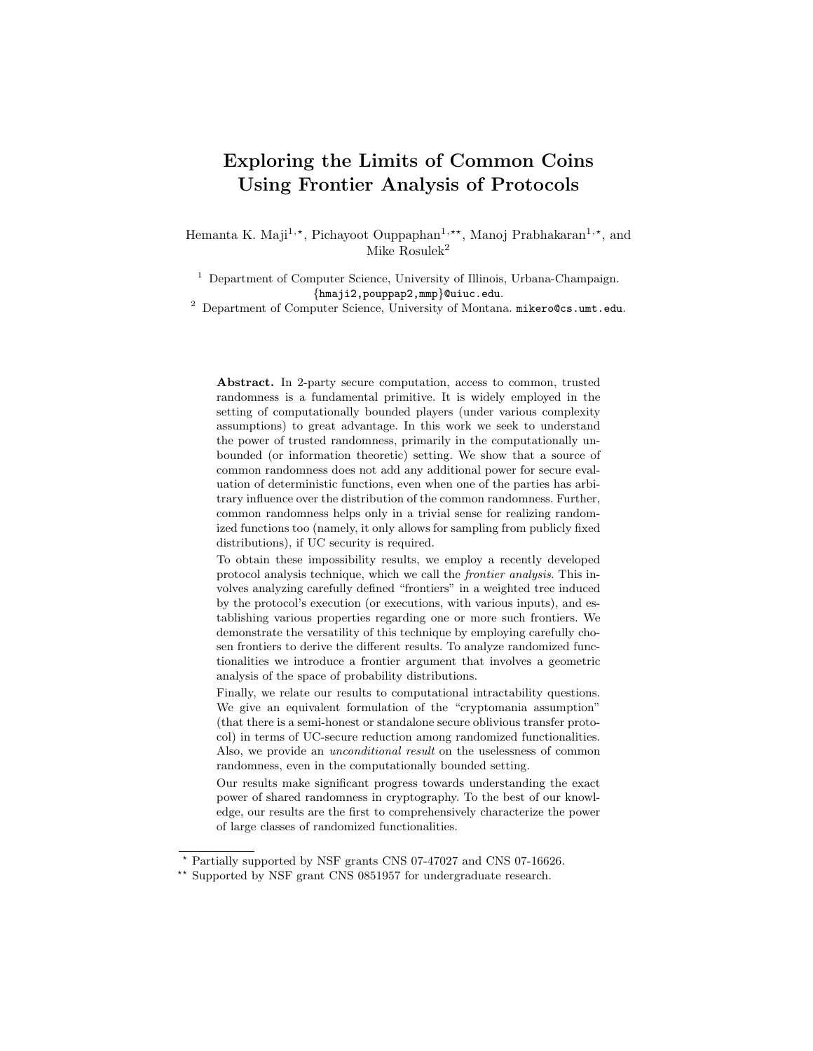# Exploring the Limits of Common Coins Using Frontier Analysis of Protocols

Hemanta K. Maji[1,⋆], Pichayoot Ouppaphan[1,⋆⋆], Manoj Prabhakaran[1,⋆], and Mike Rosulek[2]

[1] Department of Computer Science, University of Illinois, Urbana-Champaign. {hmaji2,pouppap2,mmp}@uiuc.edu.

[2] Department of Computer Science, University of Montana. mikero@cs.umt.edu.

**Abstract.** In 2-party secure computation, access to common, trusted randomness is a fundamental primitive. It is widely employed in the setting of computationally bounded players (under various complexity assumptions) to great advantage. In this work we seek to understand the power of trusted randomness, primarily in the computationally unbounded (or information theoretic) setting. We show that a source of common randomness does not add any additional power for secure evaluation of deterministic functions, even when one of the parties has arbitrary influence over the distribution of the common randomness. Further, common randomness helps only in a trivial sense for realizing randomized functions too (namely, it only allows for sampling from publicly fixed distributions), if UC security is required.

To obtain these impossibility results, we employ a recently developed protocol analysis technique, which we call the *frontier analysis*. This involves analyzing carefully defined "frontiers" in a weighted tree induced by the protocol's execution (or executions, with various inputs), and establishing various properties regarding one or more such frontiers. We demonstrate the versatility of this technique by employing carefully chosen frontiers to derive the different results. To analyze randomized functionalities we introduce a frontier argument that involves a geometric analysis of the space of probability distributions.

Finally, we relate our results to computational intractability questions. We give an equivalent formulation of the "cryptomania assumption" (that there is a semi-honest or standalone secure oblivious transfer protocol) in terms of UC-secure reduction among randomized functionalities. Also, we provide an *unconditional result* on the uselessness of common randomness, even in the computationally bounded setting.

Our results make significant progress towards understanding the exact power of shared randomness in cryptography. To the best of our knowledge, our results are the first to comprehensively characterize the power of large classes of randomized functionalities.

---

⋆ Partially supported by NSF grants CNS 07-47027 and CNS 07-16626.

⋆⋆ Supported by NSF grant CNS 0851957 for undergraduate research.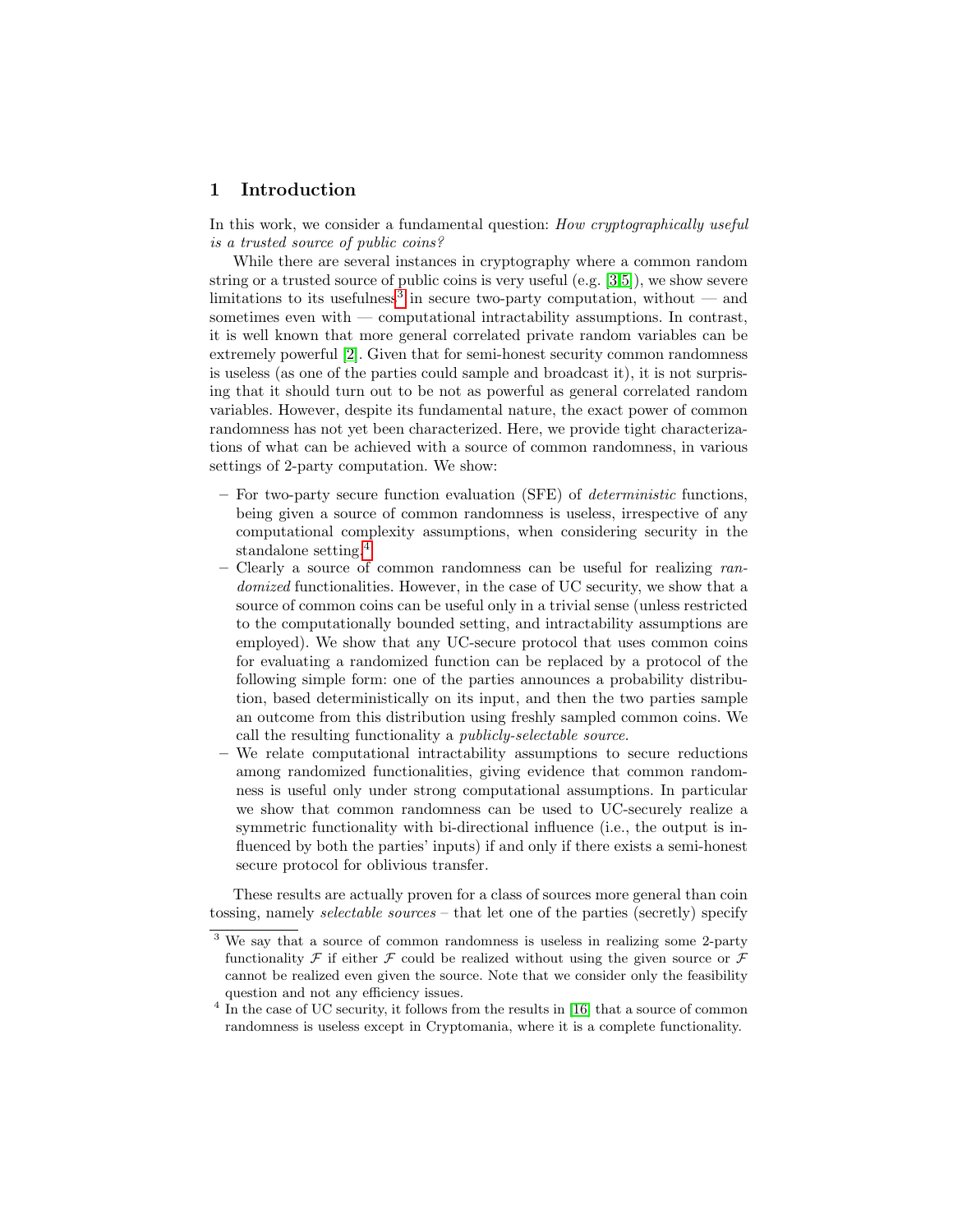## 1 Introduction

In this work, we consider a fundamental question: *How cryptographically useful is a trusted source of public coins?*

While there are several instances in cryptography where a common random string or a trusted source of public coins is very useful (e.g. [3,5]), we show severe limitations to its usefulness[3] in secure two-party computation, without — and sometimes even with — computational intractability assumptions. In contrast, it is well known that more general correlated private random variables can be extremely powerful [2]. Given that for semi-honest security common randomness is useless (as one of the parties could sample and broadcast it), it is not surprising that it should turn out to be not as powerful as general correlated random variables. However, despite its fundamental nature, the exact power of common randomness has not yet been characterized. Here, we provide tight characterizations of what can be achieved with a source of common randomness, in various settings of 2-party computation. We show:

- For two-party secure function evaluation (SFE) of *deterministic* functions, being given a source of common randomness is useless, irrespective of any computational complexity assumptions, when considering security in the standalone setting.[4]
- Clearly a source of common randomness can be useful for realizing *randomized* functionalities. However, in the case of UC security, we show that a source of common coins can be useful only in a trivial sense (unless restricted to the computationally bounded setting, and intractability assumptions are employed). We show that any UC-secure protocol that uses common coins for evaluating a randomized function can be replaced by a protocol of the following simple form: one of the parties announces a probability distribution, based deterministically on its input, and then the two parties sample an outcome from this distribution using freshly sampled common coins. We call the resulting functionality a *publicly-selectable source*.
- We relate computational intractability assumptions to secure reductions among randomized functionalities, giving evidence that common randomness is useful only under strong computational assumptions. In particular we show that common randomness can be used to UC-securely realize a symmetric functionality with bi-directional influence (i.e., the output is influenced by both the parties' inputs) if and only if there exists a semi-honest secure protocol for oblivious transfer.

These results are actually proven for a class of sources more general than coin tossing, namely *selectable sources* – that let one of the parties (secretly) specify

[3] We say that a source of common randomness is useless in realizing some 2-party functionality $\mathcal{F}$ if either $\mathcal{F}$ could be realized without using the given source or $\mathcal{F}$ cannot be realized even given the source. Note that we consider only the feasibility question and not any efficiency issues.

[4] In the case of UC security, it follows from the results in [16] that a source of common randomness is useless except in Cryptomania, where it is a complete functionality.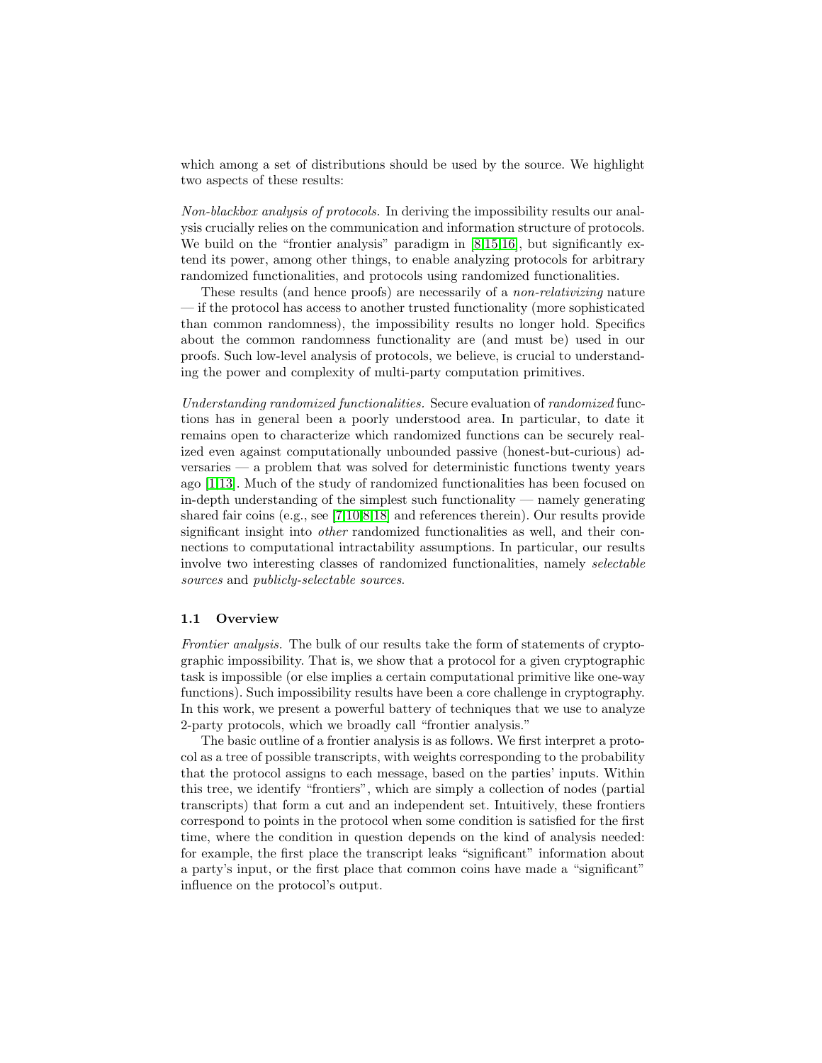which among a set of distributions should be used by the source. We highlight two aspects of these results:

*Non-blackbox analysis of protocols.* In deriving the impossibility results our analysis crucially relies on the communication and information structure of protocols. We build on the "frontier analysis" paradigm in [8,15,16], but significantly extend its power, among other things, to enable analyzing protocols for arbitrary randomized functionalities, and protocols using randomized functionalities.

These results (and hence proofs) are necessarily of a *non-relativizing* nature — if the protocol has access to another trusted functionality (more sophisticated than common randomness), the impossibility results no longer hold. Specifics about the common randomness functionality are (and must be) used in our proofs. Such low-level analysis of protocols, we believe, is crucial to understanding the power and complexity of multi-party computation primitives.

*Understanding randomized functionalities.* Secure evaluation of *randomized* functions has in general been a poorly understood area. In particular, to date it remains open to characterize which randomized functions can be securely realized even against computationally unbounded passive (honest-but-curious) adversaries — a problem that was solved for deterministic functions twenty years ago [1,13]. Much of the study of randomized functionalities has been focused on in-depth understanding of the simplest such functionality — namely generating shared fair coins (e.g., see [7,10,8,18] and references therein). Our results provide significant insight into *other* randomized functionalities as well, and their connections to computational intractability assumptions. In particular, our results involve two interesting classes of randomized functionalities, namely *selectable sources* and *publicly-selectable sources*.

### 1.1 Overview

*Frontier analysis.* The bulk of our results take the form of statements of cryptographic impossibility. That is, we show that a protocol for a given cryptographic task is impossible (or else implies a certain computational primitive like one-way functions). Such impossibility results have been a core challenge in cryptography. In this work, we present a powerful battery of techniques that we use to analyze 2-party protocols, which we broadly call "frontier analysis."

The basic outline of a frontier analysis is as follows. We first interpret a protocol as a tree of possible transcripts, with weights corresponding to the probability that the protocol assigns to each message, based on the parties' inputs. Within this tree, we identify "frontiers", which are simply a collection of nodes (partial transcripts) that form a cut and an independent set. Intuitively, these frontiers correspond to points in the protocol when some condition is satisfied for the first time, where the condition in question depends on the kind of analysis needed: for example, the first place the transcript leaks "significant" information about a party's input, or the first place that common coins have made a "significant" influence on the protocol's output.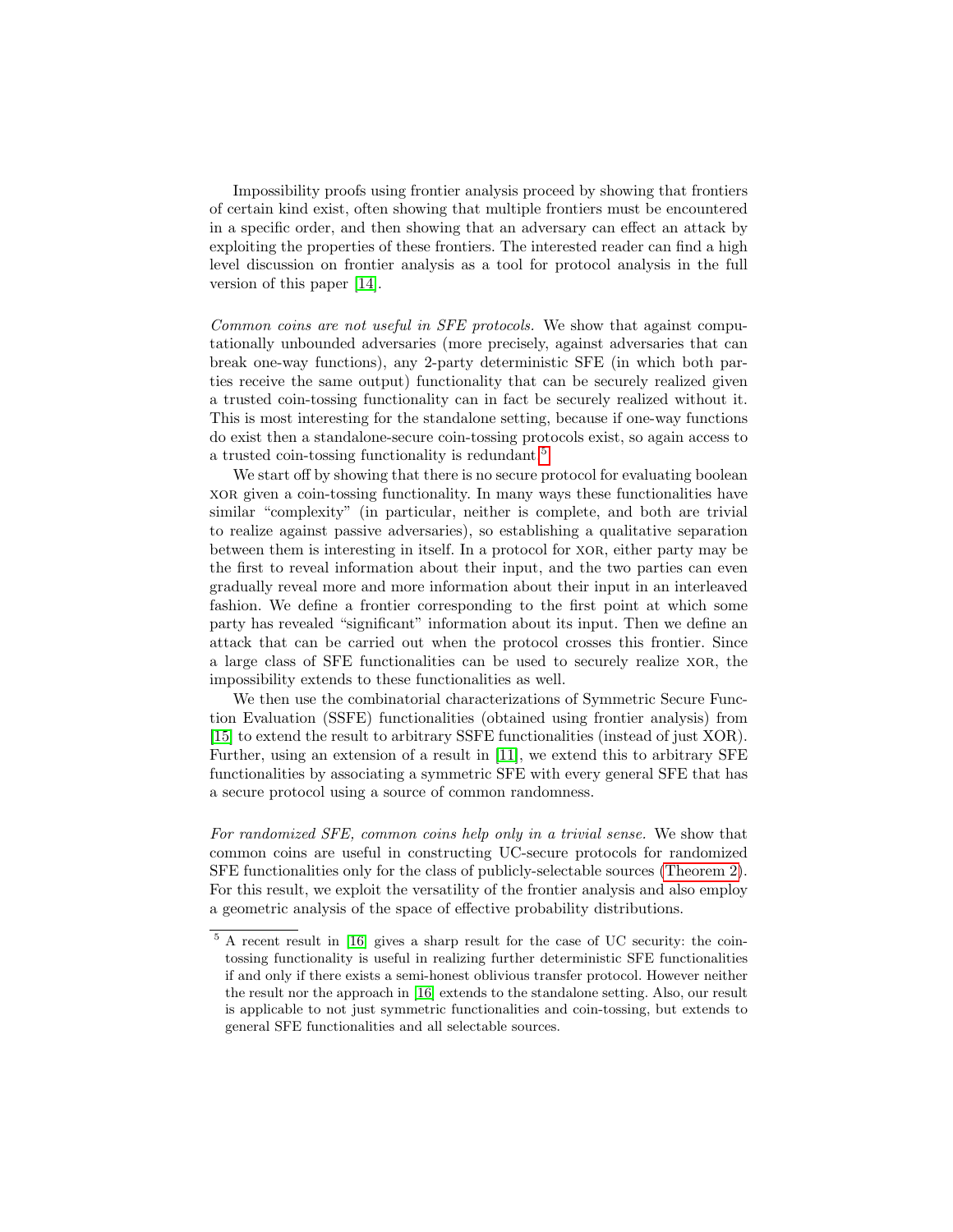Impossibility proofs using frontier analysis proceed by showing that frontiers of certain kind exist, often showing that multiple frontiers must be encountered in a specific order, and then showing that an adversary can effect an attack by exploiting the properties of these frontiers. The interested reader can find a high level discussion on frontier analysis as a tool for protocol analysis in the full version of this paper [14].

*Common coins are not useful in SFE protocols.* We show that against computationally unbounded adversaries (more precisely, against adversaries that can break one-way functions), any 2-party deterministic SFE (in which both parties receive the same output) functionality that can be securely realized given a trusted coin-tossing functionality can in fact be securely realized without it. This is most interesting for the standalone setting, because if one-way functions do exist then a standalone-secure coin-tossing protocols exist, so again access to a trusted coin-tossing functionality is redundant.[5]

We start off by showing that there is no secure protocol for evaluating boolean XOR given a coin-tossing functionality. In many ways these functionalities have similar "complexity" (in particular, neither is complete, and both are trivial to realize against passive adversaries), so establishing a qualitative separation between them is interesting in itself. In a protocol for XOR, either party may be the first to reveal information about their input, and the two parties can even gradually reveal more and more information about their input in an interleaved fashion. We define a frontier corresponding to the first point at which some party has revealed "significant" information about its input. Then we define an attack that can be carried out when the protocol crosses this frontier. Since a large class of SFE functionalities can be used to securely realize XOR, the impossibility extends to these functionalities as well.

We then use the combinatorial characterizations of Symmetric Secure Function Evaluation (SSFE) functionalities (obtained using frontier analysis) from [15] to extend the result to arbitrary SSFE functionalities (instead of just XOR). Further, using an extension of a result in [11], we extend this to arbitrary SFE functionalities by associating a symmetric SFE with every general SFE that has a secure protocol using a source of common randomness.

*For randomized SFE, common coins help only in a trivial sense.* We show that common coins are useful in constructing UC-secure protocols for randomized SFE functionalities only for the class of publicly-selectable sources (Theorem 2). For this result, we exploit the versatility of the frontier analysis and also employ a geometric analysis of the space of effective probability distributions.

[5] A recent result in [16] gives a sharp result for the case of UC security: the coin-tossing functionality is useful in realizing further deterministic SFE functionalities if and only if there exists a semi-honest oblivious transfer protocol. However neither the result nor the approach in [16] extends to the standalone setting. Also, our result is applicable to not just symmetric functionalities and coin-tossing, but extends to general SFE functionalities and all selectable sources.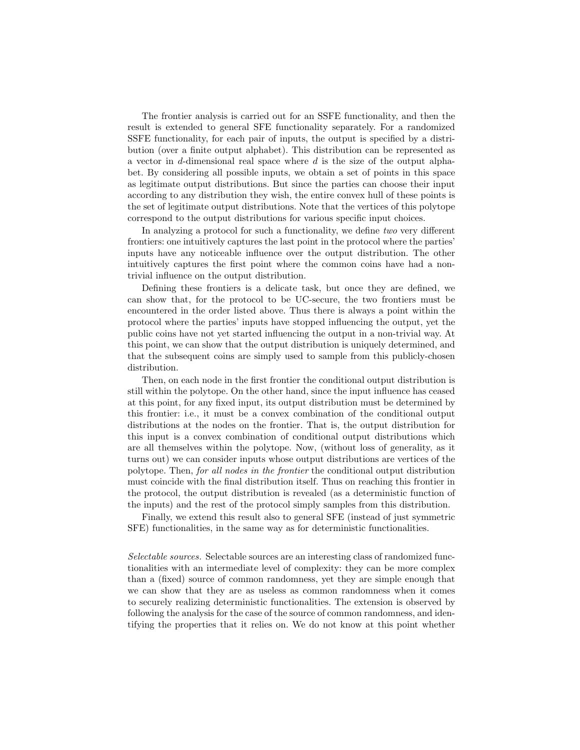The frontier analysis is carried out for an SSFE functionality, and then the result is extended to general SFE functionality separately. For a randomized SSFE functionality, for each pair of inputs, the output is specified by a distribution (over a finite output alphabet). This distribution can be represented as a vector in $d$-dimensional real space where $d$ is the size of the output alphabet. By considering all possible inputs, we obtain a set of points in this space as legitimate output distributions. But since the parties can choose their input according to any distribution they wish, the entire convex hull of these points is the set of legitimate output distributions. Note that the vertices of this polytope correspond to the output distributions for various specific input choices.

In analyzing a protocol for such a functionality, we define *two* very different frontiers: one intuitively captures the last point in the protocol where the parties' inputs have any noticeable influence over the output distribution. The other intuitively captures the first point where the common coins have had a non-trivial influence on the output distribution.

Defining these frontiers is a delicate task, but once they are defined, we can show that, for the protocol to be UC-secure, the two frontiers must be encountered in the order listed above. Thus there is always a point within the protocol where the parties' inputs have stopped influencing the output, yet the public coins have not yet started influencing the output in a non-trivial way. At this point, we can show that the output distribution is uniquely determined, and that the subsequent coins are simply used to sample from this publicly-chosen distribution.

Then, on each node in the first frontier the conditional output distribution is still within the polytope. On the other hand, since the input influence has ceased at this point, for any fixed input, its output distribution must be determined by this frontier: i.e., it must be a convex combination of the conditional output distributions at the nodes on the frontier. That is, the output distribution for this input is a convex combination of conditional output distributions which are all themselves within the polytope. Now, (without loss of generality, as it turns out) we can consider inputs whose output distributions are vertices of the polytope. Then, *for all nodes in the frontier* the conditional output distribution must coincide with the final distribution itself. Thus on reaching this frontier in the protocol, the output distribution is revealed (as a deterministic function of the inputs) and the rest of the protocol simply samples from this distribution.

Finally, we extend this result also to general SFE (instead of just symmetric SFE) functionalities, in the same way as for deterministic functionalities.

*Selectable sources.* Selectable sources are an interesting class of randomized functionalities with an intermediate level of complexity: they can be more complex than a (fixed) source of common randomness, yet they are simple enough that we can show that they are as useless as common randomness when it comes to securely realizing deterministic functionalities. The extension is observed by following the analysis for the case of the source of common randomness, and identifying the properties that it relies on. We do not know at this point whether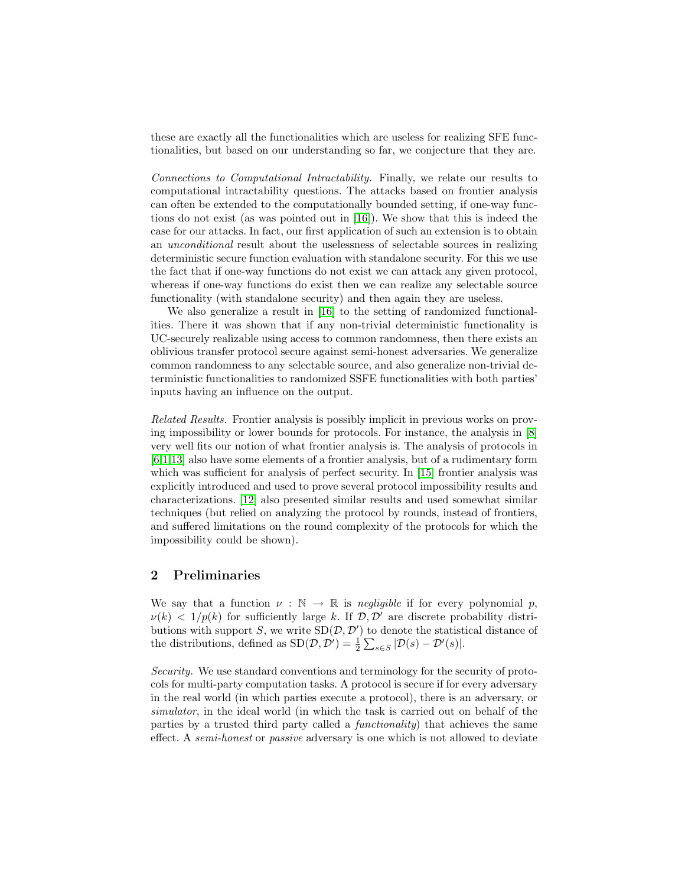these are exactly all the functionalities which are useless for realizing SFE functionalities, but based on our understanding so far, we conjecture that they are.

*Connections to Computational Intractability.* Finally, we relate our results to computational intractability questions. The attacks based on frontier analysis can often be extended to the computationally bounded setting, if one-way functions do not exist (as was pointed out in [16]). We show that this is indeed the case for our attacks. In fact, our first application of such an extension is to obtain an *unconditional* result about the uselessness of selectable sources in realizing deterministic secure function evaluation with standalone security. For this we use the fact that if one-way functions do not exist we can attack any given protocol, whereas if one-way functions do exist then we can realize any selectable source functionality (with standalone security) and then again they are useless.

We also generalize a result in [16] to the setting of randomized functionalities. There it was shown that if any non-trivial deterministic functionality is UC-securely realizable using access to common randomness, then there exists an oblivious transfer protocol secure against semi-honest adversaries. We generalize common randomness to any selectable source, and also generalize non-trivial deterministic functionalities to randomized SSFE functionalities with both parties' inputs having an influence on the output.

*Related Results.* Frontier analysis is possibly implicit in previous works on proving impossibility or lower bounds for protocols. For instance, the analysis in [8] very well fits our notion of what frontier analysis is. The analysis of protocols in [6,1,13] also have some elements of a frontier analysis, but of a rudimentary form which was sufficient for analysis of perfect security. In [15] frontier analysis was explicitly introduced and used to prove several protocol impossibility results and characterizations. [12] also presented similar results and used somewhat similar techniques (but relied on analyzing the protocol by rounds, instead of frontiers, and suffered limitations on the round complexity of the protocols for which the impossibility could be shown).

## 2 Preliminaries

We say that a function $\nu : \mathbb{N} \to \mathbb{R}$ is *negligible* if for every polynomial $p$, $\nu(k) < 1/p(k)$ for sufficiently large $k$. If $\mathcal{D}, \mathcal{D}'$ are discrete probability distributions with support $S$, we write $\mathrm{SD}(\mathcal{D}, \mathcal{D}')$ to denote the statistical distance of the distributions, defined as $\mathrm{SD}(\mathcal{D}, \mathcal{D}') = \frac{1}{2} \sum_{s \in S} |\mathcal{D}(s) - \mathcal{D}'(s)|$.

*Security.* We use standard conventions and terminology for the security of protocols for multi-party computation tasks. A protocol is secure if for every adversary in the real world (in which parties execute a protocol), there is an adversary, or *simulator*, in the ideal world (in which the task is carried out on behalf of the parties by a trusted third party called a *functionality*) that achieves the same effect. A *semi-honest* or *passive* adversary is one which is not allowed to deviate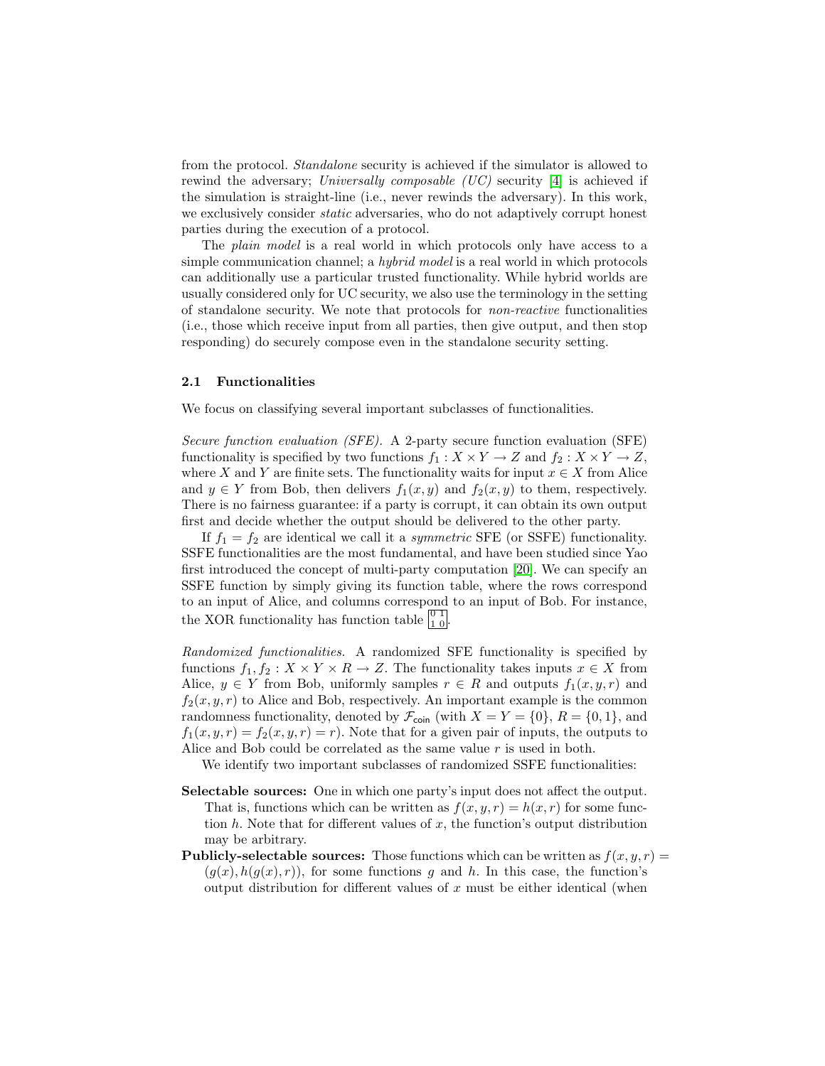from the protocol. *Standalone* security is achieved if the simulator is allowed to rewind the adversary; *Universally composable (UC)* security [4] is achieved if the simulation is straight-line (i.e., never rewinds the adversary). In this work, we exclusively consider *static* adversaries, who do not adaptively corrupt honest parties during the execution of a protocol.

The *plain model* is a real world in which protocols only have access to a simple communication channel; a *hybrid model* is a real world in which protocols can additionally use a particular trusted functionality. While hybrid worlds are usually considered only for UC security, we also use the terminology in the setting of standalone security. We note that protocols for *non-reactive* functionalities (i.e., those which receive input from all parties, then give output, and then stop responding) do securely compose even in the standalone security setting.

### 2.1 Functionalities

We focus on classifying several important subclasses of functionalities.

*Secure function evaluation (SFE).* A 2-party secure function evaluation (SFE) functionality is specified by two functions $f_1 : X \times Y \to Z$ and $f_2 : X \times Y \to Z$, where $X$ and $Y$ are finite sets. The functionality waits for input $x \in X$ from Alice and $y \in Y$ from Bob, then delivers $f_1(x, y)$ and $f_2(x, y)$ to them, respectively. There is no fairness guarantee: if a party is corrupt, it can obtain its own output first and decide whether the output should be delivered to the other party.

If $f_1 = f_2$ are identical we call it a *symmetric* SFE (or SSFE) functionality. SSFE functionalities are the most fundamental, and have been studied since Yao first introduced the concept of multi-party computation [20]. We can specify an SSFE function by simply giving its function table, where the rows correspond to an input of Alice, and columns correspond to an input of Bob. For instance, the XOR functionality has function table $\begin{bmatrix} 0 & 1 \\ 1 & 0 \end{bmatrix}$.

*Randomized functionalities.* A randomized SFE functionality is specified by functions $f_1, f_2 : X \times Y \times R \to Z$. The functionality takes inputs $x \in X$ from Alice, $y \in Y$ from Bob, uniformly samples $r \in R$ and outputs $f_1(x, y, r)$ and $f_2(x, y, r)$ to Alice and Bob, respectively. An important example is the common randomness functionality, denoted by $\mathcal{F}_{\mathsf{coin}}$ (with $X = Y = \{0\}$, $R = \{0, 1\}$, and $f_1(x, y, r) = f_2(x, y, r) = r$). Note that for a given pair of inputs, the outputs to Alice and Bob could be correlated as the same value $r$ is used in both.

We identify two important subclasses of randomized SSFE functionalities:

- **Selectable sources:** One in which one party's input does not affect the output. That is, functions which can be written as $f(x, y, r) = h(x, r)$ for some function $h$. Note that for different values of $x$, the function's output distribution may be arbitrary.
- **Publicly-selectable sources:** Those functions which can be written as $f(x, y, r) = (g(x), h(g(x), r))$, for some functions $g$ and $h$. In this case, the function's output distribution for different values of $x$ must be either identical (when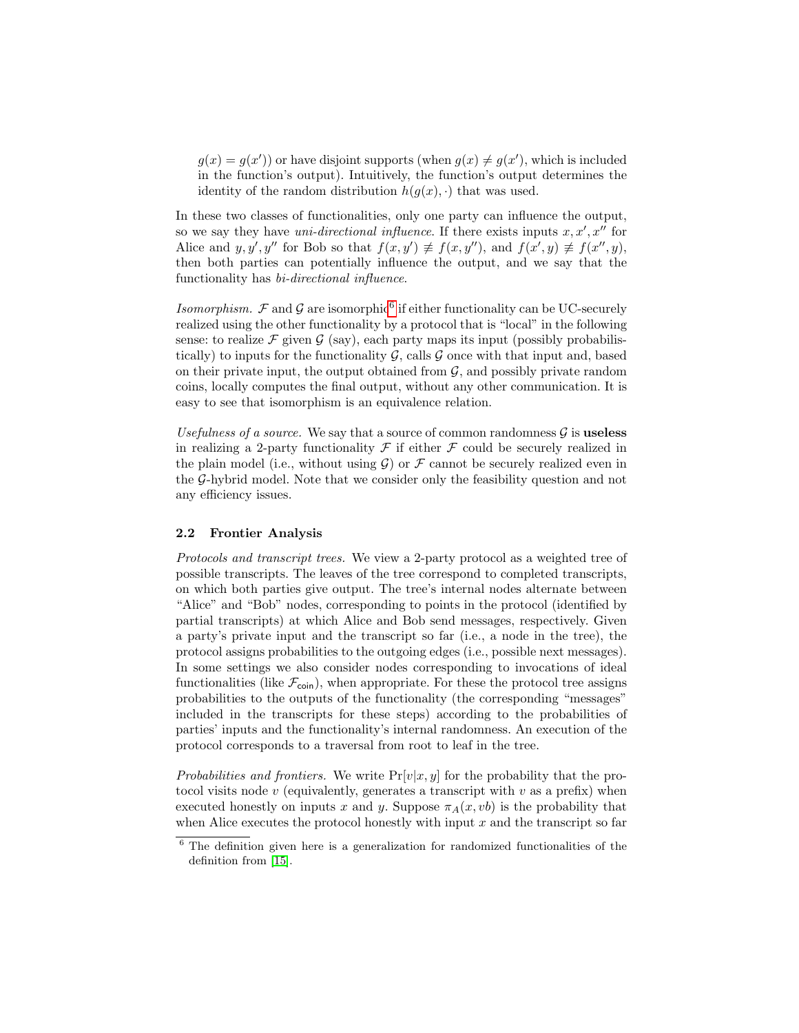$g(x) = g(x')$) or have disjoint supports (when $g(x) \neq g(x')$, which is included in the function's output). Intuitively, the function's output determines the identity of the random distribution $h(g(x), \cdot)$ that was used.

In these two classes of functionalities, only one party can influence the output, so we say they have *uni-directional influence*. If there exists inputs $x, x', x''$ for Alice and $y, y', y''$ for Bob so that $f(x, y') \not\equiv f(x, y'')$, and $f(x', y) \not\equiv f(x'', y)$, then both parties can potentially influence the output, and we say that the functionality has *bi-directional influence*.

*Isomorphism.* $\mathcal{F}$ and $\mathcal{G}$ are isomorphic[6] if either functionality can be UC-securely realized using the other functionality by a protocol that is "local" in the following sense: to realize $\mathcal{F}$ given $\mathcal{G}$ (say), each party maps its input (possibly probabilistically) to inputs for the functionality $\mathcal{G}$, calls $\mathcal{G}$ once with that input and, based on their private input, the output obtained from $\mathcal{G}$, and possibly private random coins, locally computes the final output, without any other communication. It is easy to see that isomorphism is an equivalence relation.

*Usefulness of a source.* We say that a source of common randomness $\mathcal{G}$ is **useless** in realizing a 2-party functionality $\mathcal{F}$ if either $\mathcal{F}$ could be securely realized in the plain model (i.e., without using $\mathcal{G}$) or $\mathcal{F}$ cannot be securely realized even in the $\mathcal{G}$-hybrid model. Note that we consider only the feasibility question and not any efficiency issues.

### 2.2 Frontier Analysis

*Protocols and transcript trees.* We view a 2-party protocol as a weighted tree of possible transcripts. The leaves of the tree correspond to completed transcripts, on which both parties give output. The tree's internal nodes alternate between "Alice" and "Bob" nodes, corresponding to points in the protocol (identified by partial transcripts) at which Alice and Bob send messages, respectively. Given a party's private input and the transcript so far (i.e., a node in the tree), the protocol assigns probabilities to the outgoing edges (i.e., possible next messages). In some settings we also consider nodes corresponding to invocations of ideal functionalities (like $\mathcal{F}_{\mathsf{coin}}$), when appropriate. For these the protocol tree assigns probabilities to the outputs of the functionality (the corresponding "messages" included in the transcripts for these steps) according to the probabilities of parties' inputs and the functionality's internal randomness. An execution of the protocol corresponds to a traversal from root to leaf in the tree.

*Probabilities and frontiers.* We write $\Pr[v|x, y]$ for the probability that the protocol visits node $v$ (equivalently, generates a transcript with $v$ as a prefix) when executed honestly on inputs $x$ and $y$. Suppose $\pi_A(x, vb)$ is the probability that when Alice executes the protocol honestly with input $x$ and the transcript so far

[6] The definition given here is a generalization for randomized functionalities of the definition from [15].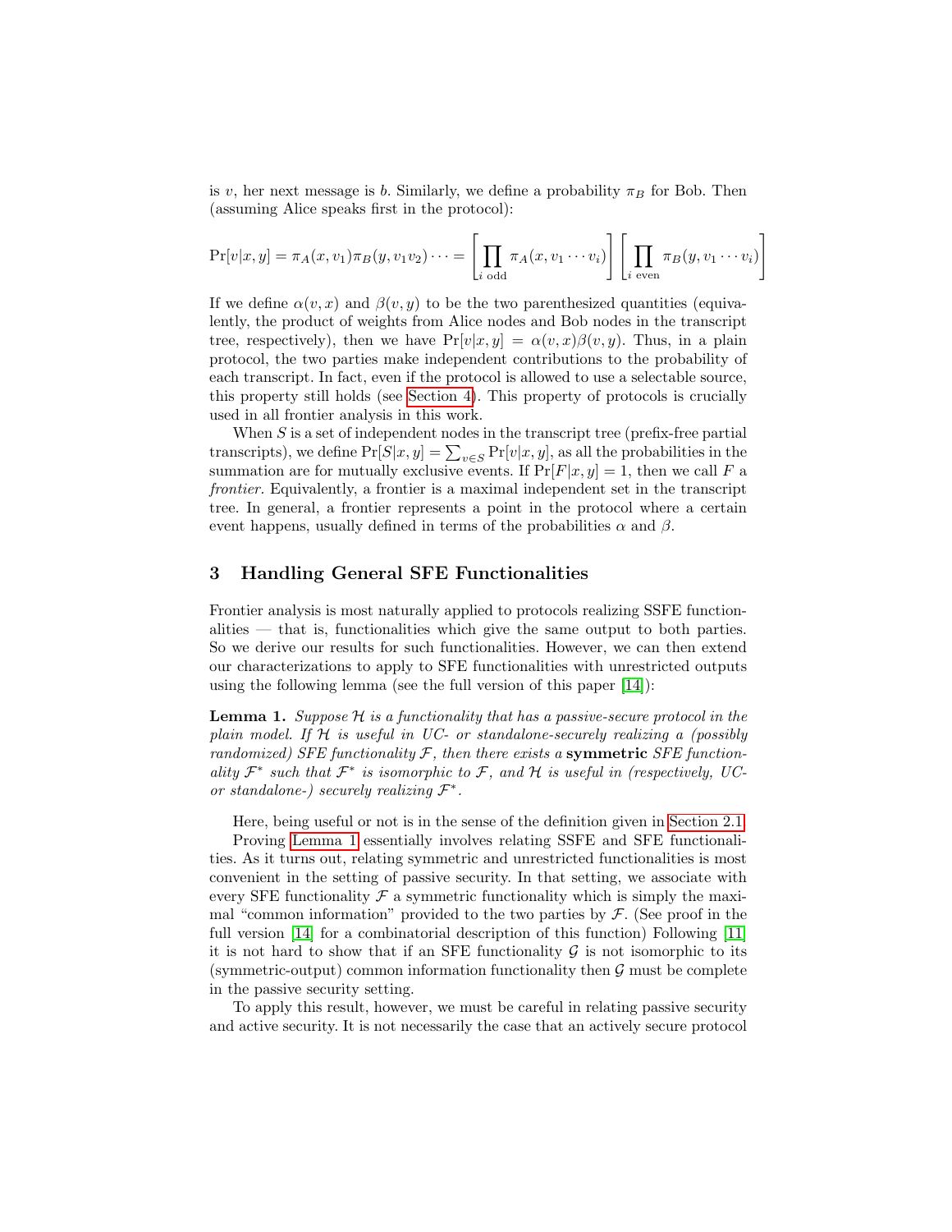is $v$, her next message is $b$. Similarly, we define a probability $\pi_B$ for Bob. Then (assuming Alice speaks first in the protocol):

$$\Pr[v|x,y] = \pi_A(x, v_1)\pi_B(y, v_1 v_2)\cdots = \left[\prod_{i \text{ odd}} \pi_A(x, v_1 \cdots v_i)\right]\left[\prod_{i \text{ even}} \pi_B(y, v_1 \cdots v_i)\right]$$

If we define $\alpha(v,x)$ and $\beta(v,y)$ to be the two parenthesized quantities (equivalently, the product of weights from Alice nodes and Bob nodes in the transcript tree, respectively), then we have $\Pr[v|x,y] = \alpha(v,x)\beta(v,y)$. Thus, in a plain protocol, the two parties make independent contributions to the probability of each transcript. In fact, even if the protocol is allowed to use a selectable source, this property still holds (see Section 4). This property of protocols is crucially used in all frontier analysis in this work.

When $S$ is a set of independent nodes in the transcript tree (prefix-free partial transcripts), we define $\Pr[S|x,y] = \sum_{v \in S} \Pr[v|x,y]$, as all the probabilities in the summation are for mutually exclusive events. If $\Pr[F|x,y] = 1$, then we call $F$ a *frontier*. Equivalently, a frontier is a maximal independent set in the transcript tree. In general, a frontier represents a point in the protocol where a certain event happens, usually defined in terms of the probabilities $\alpha$ and $\beta$.

## 3 Handling General SFE Functionalities

Frontier analysis is most naturally applied to protocols realizing SSFE functionalities — that is, functionalities which give the same output to both parties. So we derive our results for such functionalities. However, we can then extend our characterizations to apply to SFE functionalities with unrestricted outputs using the following lemma (see the full version of this paper [14]):

**Lemma 1.** *Suppose $\mathcal{H}$ is a functionality that has a passive-secure protocol in the plain model. If $\mathcal{H}$ is useful in UC- or standalone-securely realizing a (possibly randomized) SFE functionality $\mathcal{F}$, then there exists a* **symmetric** *SFE functionality $\mathcal{F}^*$ such that $\mathcal{F}^*$ is isomorphic to $\mathcal{F}$, and $\mathcal{H}$ is useful in (respectively, UC- or standalone-) securely realizing $\mathcal{F}^*$.*

Here, being useful or not is in the sense of the definition given in Section 2.1.

Proving Lemma 1 essentially involves relating SSFE and SFE functionalities. As it turns out, relating symmetric and unrestricted functionalities is most convenient in the setting of passive security. In that setting, we associate with every SFE functionality $\mathcal{F}$ a symmetric functionality which is simply the maximal "common information" provided to the two parties by $\mathcal{F}$. (See proof in the full version [14] for a combinatorial description of this function) Following [11] it is not hard to show that if an SFE functionality $\mathcal{G}$ is not isomorphic to its (symmetric-output) common information functionality then $\mathcal{G}$ must be complete in the passive security setting.

To apply this result, however, we must be careful in relating passive security and active security. It is not necessarily the case that an actively secure protocol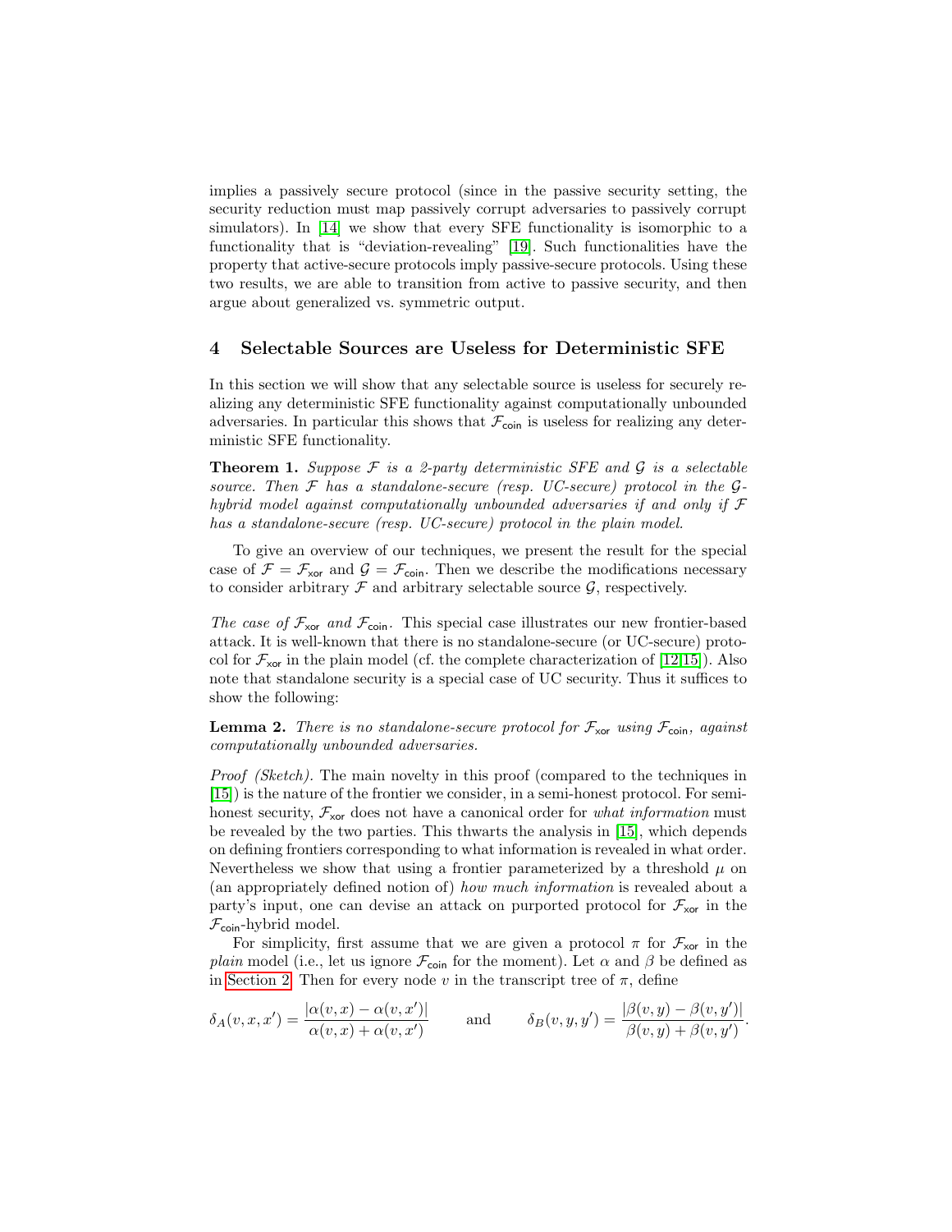implies a passively secure protocol (since in the passive security setting, the security reduction must map passively corrupt adversaries to passively corrupt simulators). In [14] we show that every SFE functionality is isomorphic to a functionality that is "deviation-revealing" [19]. Such functionalities have the property that active-secure protocols imply passive-secure protocols. Using these two results, we are able to transition from active to passive security, and then argue about generalized vs. symmetric output.

## 4 Selectable Sources are Useless for Deterministic SFE

In this section we will show that any selectable source is useless for securely realizing any deterministic SFE functionality against computationally unbounded adversaries. In particular this shows that $\mathcal{F}_{\mathsf{coin}}$ is useless for realizing any deterministic SFE functionality.

**Theorem 1.** *Suppose $\mathcal{F}$ is a 2-party deterministic SFE and $\mathcal{G}$ is a selectable source. Then $\mathcal{F}$ has a standalone-secure (resp. UC-secure) protocol in the $\mathcal{G}$-hybrid model against computationally unbounded adversaries if and only if $\mathcal{F}$ has a standalone-secure (resp. UC-secure) protocol in the plain model.*

To give an overview of our techniques, we present the result for the special case of $\mathcal{F} = \mathcal{F}_{\mathsf{xor}}$ and $\mathcal{G} = \mathcal{F}_{\mathsf{coin}}$. Then we describe the modifications necessary to consider arbitrary $\mathcal{F}$ and arbitrary selectable source $\mathcal{G}$, respectively.

*The case of $\mathcal{F}_{\mathsf{xor}}$ and $\mathcal{F}_{\mathsf{coin}}$.* This special case illustrates our new frontier-based attack. It is well-known that there is no standalone-secure (or UC-secure) protocol for $\mathcal{F}_{\mathsf{xor}}$ in the plain model (cf. the complete characterization of [12,15]). Also note that standalone security is a special case of UC security. Thus it suffices to show the following:

**Lemma 2.** *There is no standalone-secure protocol for $\mathcal{F}_{\mathsf{xor}}$ using $\mathcal{F}_{\mathsf{coin}}$, against computationally unbounded adversaries.*

*Proof (Sketch).* The main novelty in this proof (compared to the techniques in [15]) is the nature of the frontier we consider, in a semi-honest protocol. For semi-honest security, $\mathcal{F}_{\mathsf{xor}}$ does not have a canonical order for *what information* must be revealed by the two parties. This thwarts the analysis in [15], which depends on defining frontiers corresponding to what information is revealed in what order. Nevertheless we show that using a frontier parameterized by a threshold $\mu$ on (an appropriately defined notion of) *how much information* is revealed about a party's input, one can devise an attack on purported protocol for $\mathcal{F}_{\mathsf{xor}}$ in the $\mathcal{F}_{\mathsf{coin}}$-hybrid model.

For simplicity, first assume that we are given a protocol $\pi$ for $\mathcal{F}_{\mathsf{xor}}$ in the *plain* model (i.e., let us ignore $\mathcal{F}_{\mathsf{coin}}$ for the moment). Let $\alpha$ and $\beta$ be defined as in Section 2. Then for every node $v$ in the transcript tree of $\pi$, define

$$\delta_A(v, x, x') = \frac{|\alpha(v, x) - \alpha(v, x')|}{\alpha(v, x) + \alpha(v, x')} \qquad \text{and} \qquad \delta_B(v, y, y') = \frac{|\beta(v, y) - \beta(v, y')|}{\beta(v, y) + \beta(v, y')}.$$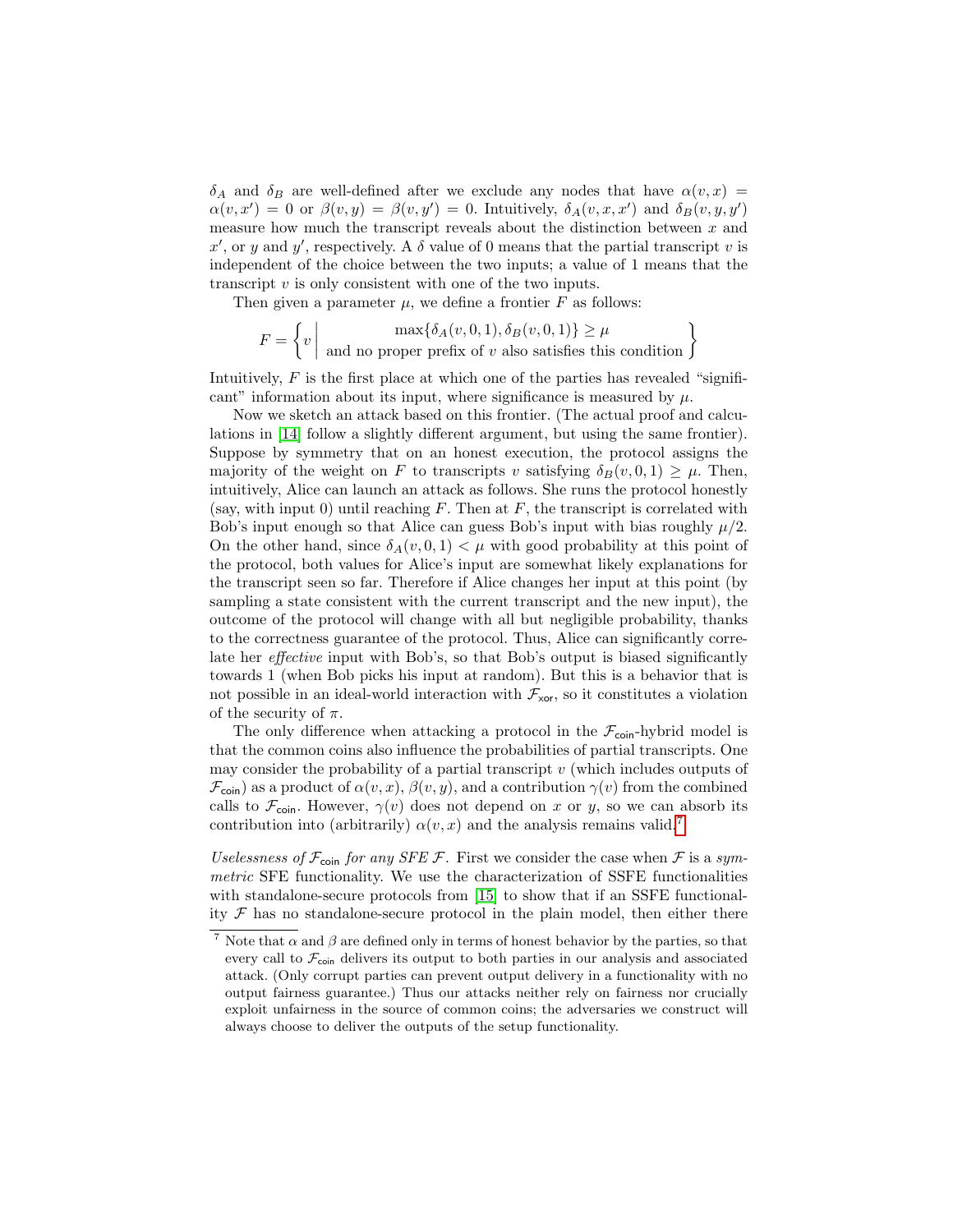$\delta_A$ and $\delta_B$ are well-defined after we exclude any nodes that have $\alpha(v, x) = \alpha(v, x') = 0$ or $\beta(v, y) = \beta(v, y') = 0$. Intuitively, $\delta_A(v, x, x')$ and $\delta_B(v, y, y')$ measure how much the transcript reveals about the distinction between $x$ and $x'$, or $y$ and $y'$, respectively. A $\delta$ value of 0 means that the partial transcript $v$ is independent of the choice between the two inputs; a value of 1 means that the transcript $v$ is only consistent with one of the two inputs.

Then given a parameter $\mu$, we define a frontier $F$ as follows:

$$F = \left\{ v \;\middle|\; \begin{array}{c} \max\{\delta_A(v, 0, 1), \delta_B(v, 0, 1)\} \geq \mu \\ \text{and no proper prefix of } v \text{ also satisfies this condition} \end{array} \right\}$$

Intuitively, $F$ is the first place at which one of the parties has revealed "significant" information about its input, where significance is measured by $\mu$.

Now we sketch an attack based on this frontier. (The actual proof and calculations in [14] follow a slightly different argument, but using the same frontier). Suppose by symmetry that on an honest execution, the protocol assigns the majority of the weight on $F$ to transcripts $v$ satisfying $\delta_B(v, 0, 1) \geq \mu$. Then, intuitively, Alice can launch an attack as follows. She runs the protocol honestly (say, with input 0) until reaching $F$. Then at $F$, the transcript is correlated with Bob's input enough so that Alice can guess Bob's input with bias roughly $\mu/2$. On the other hand, since $\delta_A(v, 0, 1) < \mu$ with good probability at this point of the protocol, both values for Alice's input are somewhat likely explanations for the transcript seen so far. Therefore if Alice changes her input at this point (by sampling a state consistent with the current transcript and the new input), the outcome of the protocol will change with all but negligible probability, thanks to the correctness guarantee of the protocol. Thus, Alice can significantly correlate her *effective* input with Bob's, so that Bob's output is biased significantly towards 1 (when Bob picks his input at random). But this is a behavior that is not possible in an ideal-world interaction with $\mathcal{F}_{\mathsf{xor}}$, so it constitutes a violation of the security of $\pi$.

The only difference when attacking a protocol in the $\mathcal{F}_{\mathsf{coin}}$-hybrid model is that the common coins also influence the probabilities of partial transcripts. One may consider the probability of a partial transcript $v$ (which includes outputs of $\mathcal{F}_{\mathsf{coin}}$) as a product of $\alpha(v, x)$, $\beta(v, y)$, and a contribution $\gamma(v)$ from the combined calls to $\mathcal{F}_{\mathsf{coin}}$. However, $\gamma(v)$ does not depend on $x$ or $y$, so we can absorb its contribution into (arbitrarily) $\alpha(v, x)$ and the analysis remains valid.[7]

*Uselessness of $\mathcal{F}_{\mathsf{coin}}$ for any SFE $\mathcal{F}$.* First we consider the case when $\mathcal{F}$ is a *symmetric* SFE functionality. We use the characterization of SSFE functionalities with standalone-secure protocols from [15] to show that if an SSFE functionality $\mathcal{F}$ has no standalone-secure protocol in the plain model, then either there

[7] Note that $\alpha$ and $\beta$ are defined only in terms of honest behavior by the parties, so that every call to $\mathcal{F}_{\mathsf{coin}}$ delivers its output to both parties in our analysis and associated attack. (Only corrupt parties can prevent output delivery in a functionality with no output fairness guarantee.) Thus our attacks neither rely on fairness nor crucially exploit unfairness in the source of common coins; the adversaries we construct will always choose to deliver the outputs of the setup functionality.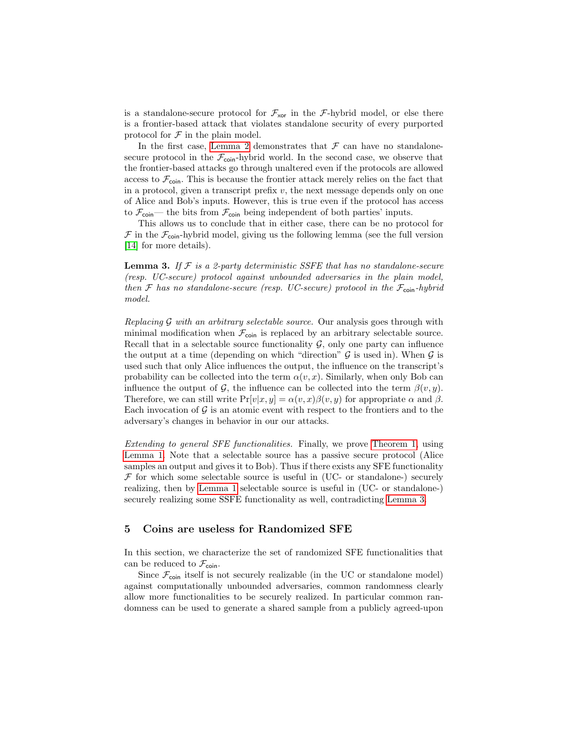is a standalone-secure protocol for $\mathcal{F}_{\mathsf{xor}}$ in the $\mathcal{F}$-hybrid model, or else there is a frontier-based attack that violates standalone security of every purported protocol for $\mathcal{F}$ in the plain model.

In the first case, Lemma 2 demonstrates that $\mathcal{F}$ can have no standalone-secure protocol in the $\mathcal{F}_{\mathsf{coin}}$-hybrid world. In the second case, we observe that the frontier-based attacks go through unaltered even if the protocols are allowed access to $\mathcal{F}_{\mathsf{coin}}$. This is because the frontier attack merely relies on the fact that in a protocol, given a transcript prefix $v$, the next message depends only on one of Alice and Bob's inputs. However, this is true even if the protocol has access to $\mathcal{F}_{\mathsf{coin}}$— the bits from $\mathcal{F}_{\mathsf{coin}}$ being independent of both parties' inputs.

This allows us to conclude that in either case, there can be no protocol for $\mathcal{F}$ in the $\mathcal{F}_{\mathsf{coin}}$-hybrid model, giving us the following lemma (see the full version [14] for more details).

**Lemma 3.** *If $\mathcal{F}$ is a 2-party deterministic SSFE that has no standalone-secure (resp. UC-secure) protocol against unbounded adversaries in the plain model, then $\mathcal{F}$ has no standalone-secure (resp. UC-secure) protocol in the $\mathcal{F}_{\mathsf{coin}}$-hybrid model.*

*Replacing $\mathcal{G}$ with an arbitrary selectable source.* Our analysis goes through with minimal modification when $\mathcal{F}_{\mathsf{coin}}$ is replaced by an arbitrary selectable source. Recall that in a selectable source functionality $\mathcal{G}$, only one party can influence the output at a time (depending on which "direction" $\mathcal{G}$ is used in). When $\mathcal{G}$ is used such that only Alice influences the output, the influence on the transcript's probability can be collected into the term $\alpha(v, x)$. Similarly, when only Bob can influence the output of $\mathcal{G}$, the influence can be collected into the term $\beta(v, y)$. Therefore, we can still write $\Pr[v|x, y] = \alpha(v, x)\beta(v, y)$ for appropriate $\alpha$ and $\beta$. Each invocation of $\mathcal{G}$ is an atomic event with respect to the frontiers and to the adversary's changes in behavior in our our attacks.

*Extending to general SFE functionalities.* Finally, we prove Theorem 1, using Lemma 1. Note that a selectable source has a passive secure protocol (Alice samples an output and gives it to Bob). Thus if there exists any SFE functionality $\mathcal{F}$ for which some selectable source is useful in (UC- or standalone-) securely realizing, then by Lemma 1 selectable source is useful in (UC- or standalone-) securely realizing some SSFE functionality as well, contradicting Lemma 3.

## 5 Coins are useless for Randomized SFE

In this section, we characterize the set of randomized SFE functionalities that can be reduced to $\mathcal{F}_{\mathsf{coin}}$.

Since $\mathcal{F}_{\mathsf{coin}}$ itself is not securely realizable (in the UC or standalone model) against computationally unbounded adversaries, common randomness clearly allow more functionalities to be securely realized. In particular common randomness can be used to generate a shared sample from a publicly agreed-upon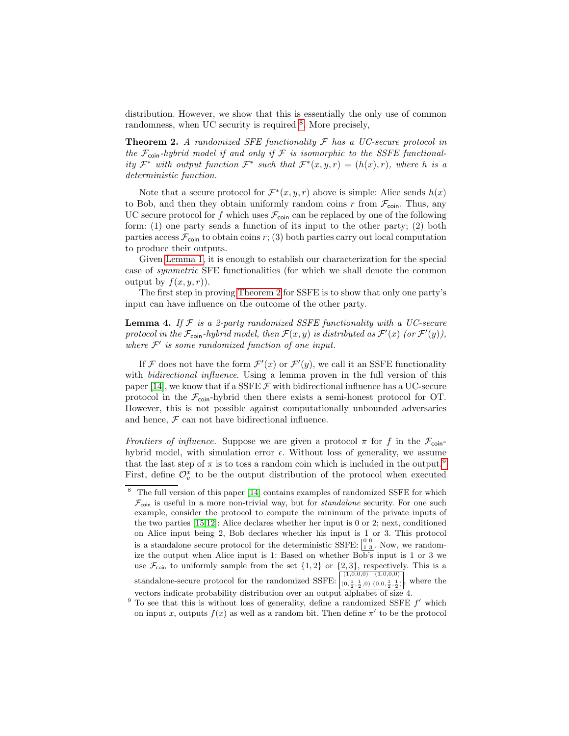distribution. However, we show that this is essentially the only use of common randomness, when UC security is required [8]. More precisely,

**Theorem 2.** *A randomized SFE functionality $\mathcal{F}$ has a UC-secure protocol in the $\mathcal{F}_{\mathsf{coin}}$-hybrid model if and only if $\mathcal{F}$ is isomorphic to the SSFE functionality $\mathcal{F}^*$ with output function $\mathcal{F}^*$ such that $\mathcal{F}^*(x, y, r) = (h(x), r)$, where $h$ is a deterministic function.*

Note that a secure protocol for $\mathcal{F}^*(x, y, r)$ above is simple: Alice sends $h(x)$ to Bob, and then they obtain uniformly random coins $r$ from $\mathcal{F}_{\mathsf{coin}}$. Thus, any UC secure protocol for $f$ which uses $\mathcal{F}_{\mathsf{coin}}$ can be replaced by one of the following form: (1) one party sends a function of its input to the other party; (2) both parties access $\mathcal{F}_{\mathsf{coin}}$ to obtain coins $r$; (3) both parties carry out local computation to produce their outputs.

Given Lemma 1, it is enough to establish our characterization for the special case of *symmetric* SFE functionalities (for which we shall denote the common output by $f(x, y, r)$).

The first step in proving Theorem 2 for SSFE is to show that only one party's input can have influence on the outcome of the other party.

**Lemma 4.** *If $\mathcal{F}$ is a 2-party randomized SSFE functionality with a UC-secure protocol in the $\mathcal{F}_{\mathsf{coin}}$-hybrid model, then $\mathcal{F}(x, y)$ is distributed as $\mathcal{F}'(x)$ (or $\mathcal{F}'(y)$), where $\mathcal{F}'$ is some randomized function of one input.*

If $\mathcal{F}$ does not have the form $\mathcal{F}'(x)$ or $\mathcal{F}'(y)$, we call it an SSFE functionality with *bidirectional influence*. Using a lemma proven in the full version of this paper [14], we know that if a SSFE $\mathcal{F}$ with bidirectional influence has a UC-secure protocol in the $\mathcal{F}_{\mathsf{coin}}$-hybrid then there exists a semi-honest protocol for OT. However, this is not possible against computationally unbounded adversaries and hence, $\mathcal{F}$ can not have bidirectional influence.

*Frontiers of influence.* Suppose we are given a protocol $\pi$ for $f$ in the $\mathcal{F}_{\mathsf{coin}}$-hybrid model, with simulation error $\epsilon$. Without loss of generality, we assume that the last step of $\pi$ is to toss a random coin which is included in the output.[9] First, define $\mathcal{O}^x_v$ to be the output distribution of the protocol when executed

---

[8] The full version of this paper [14] contains examples of randomized SSFE for which $\mathcal{F}_{\mathsf{coin}}$ is useful in a more non-trivial way, but for *standalone* security. For one such example, consider the protocol to compute the minimum of the private inputs of the two parties [15,12]: Alice declares whether her input is 0 or 2; next, conditioned on Alice input being 2, Bob declares whether his input is 1 or 3. This protocol is a standalone secure protocol for the deterministic SSFE: $\begin{bmatrix} 0 & 0 \\ 1 & 3 \end{bmatrix}$. Now, we randomize the output when Alice input is 1: Based on whether Bob's input is 1 or 3 we use $\mathcal{F}_{\mathsf{coin}}$ to uniformly sample from the set $\{1, 2\}$ or $\{2, 3\}$, respectively. This is a standalone-secure protocol for the randomized SSFE: $\begin{bmatrix} (1,0,0,0) & (1,0,0,0) \\ (0,\frac{1}{2},\frac{1}{2},0) & (0,0,\frac{1}{2},\frac{1}{2}) \end{bmatrix}$, where the vectors indicate probability distribution over an output alphabet of size 4.

[9] To see that this is without loss of generality, define a randomized SSFE $f'$ which on input $x$, outputs $f(x)$ as well as a random bit. Then define $\pi'$ to be the protocol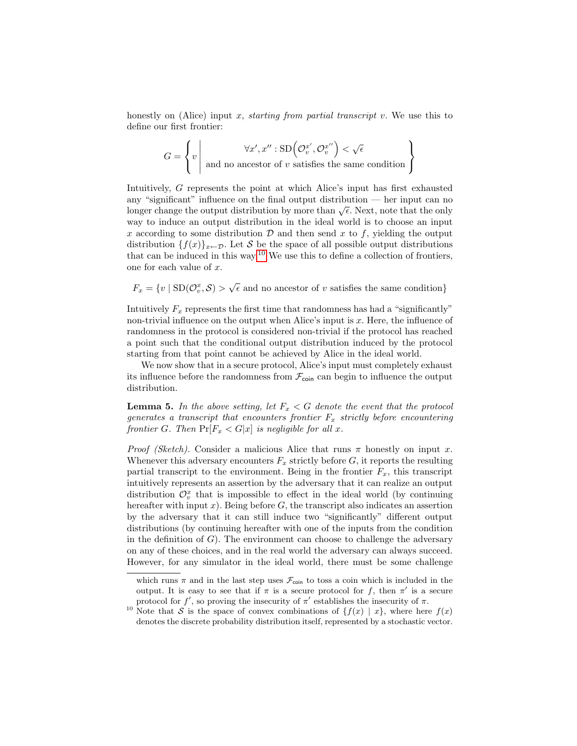honestly on (Alice) input $x$, *starting from partial transcript* $v$. We use this to define our first frontier:

$$G = \left\{ v \;\middle|\; \begin{array}{c} \forall x', x'' : \mathrm{SD}\Big(\mathcal{O}_v^{x'}, \mathcal{O}_v^{x''}\Big) < \sqrt{\epsilon} \\ \text{and no ancestor of } v \text{ satisfies the same condition} \end{array} \right\}$$

Intuitively, $G$ represents the point at which Alice's input has first exhausted any "significant" influence on the final output distribution — her input can no longer change the output distribution by more than $\sqrt{\epsilon}$. Next, note that the only way to induce an output distribution in the ideal world is to choose an input $x$ according to some distribution $\mathcal{D}$ and then send $x$ to $f$, yielding the output distribution $\{f(x)\}_{x \leftarrow \mathcal{D}}$. Let $\mathcal{S}$ be the space of all possible output distributions that can be induced in this way.[10] We use this to define a collection of frontiers, one for each value of $x$.

$$F_x = \{v \mid \mathrm{SD}(\mathcal{O}_v^x, \mathcal{S}) > \sqrt{\epsilon} \text{ and no ancestor of } v \text{ satisfies the same condition}\}$$

Intuitively $F_x$ represents the first time that randomness has had a "significantly" non-trivial influence on the output when Alice's input is $x$. Here, the influence of randomness in the protocol is considered non-trivial if the protocol has reached a point such that the conditional output distribution induced by the protocol starting from that point cannot be achieved by Alice in the ideal world.

We now show that in a secure protocol, Alice's input must completely exhaust its influence before the randomness from $\mathcal{F}_{\mathsf{coin}}$ can begin to influence the output distribution.

**Lemma 5.** *In the above setting, let $F_x < G$ denote the event that the protocol generates a transcript that encounters frontier $F_x$ strictly before encountering frontier $G$. Then $\Pr[F_x < G|x]$ is negligible for all $x$.*

*Proof (Sketch).* Consider a malicious Alice that runs $\pi$ honestly on input $x$. Whenever this adversary encounters $F_x$ strictly before $G$, it reports the resulting partial transcript to the environment. Being in the frontier $F_x$, this transcript intuitively represents an assertion by the adversary that it can realize an output distribution $\mathcal{O}_v^x$ that is impossible to effect in the ideal world (by continuing hereafter with input $x$). Being before $G$, the transcript also indicates an assertion by the adversary that it can still induce two "significantly" different output distributions (by continuing hereafter with one of the inputs from the condition in the definition of $G$). The environment can choose to challenge the adversary on any of these choices, and in the real world the adversary can always succeed. However, for any simulator in the ideal world, there must be some challenge

---

which runs $\pi$ and in the last step uses $\mathcal{F}_{\mathsf{coin}}$ to toss a coin which is included in the output. It is easy to see that if $\pi$ is a secure protocol for $f$, then $\pi'$ is a secure protocol for $f'$, so proving the insecurity of $\pi'$ establishes the insecurity of $\pi$.

[10] Note that $\mathcal{S}$ is the space of convex combinations of $\{f(x) \mid x\}$, where here $f(x)$ denotes the discrete probability distribution itself, represented by a stochastic vector.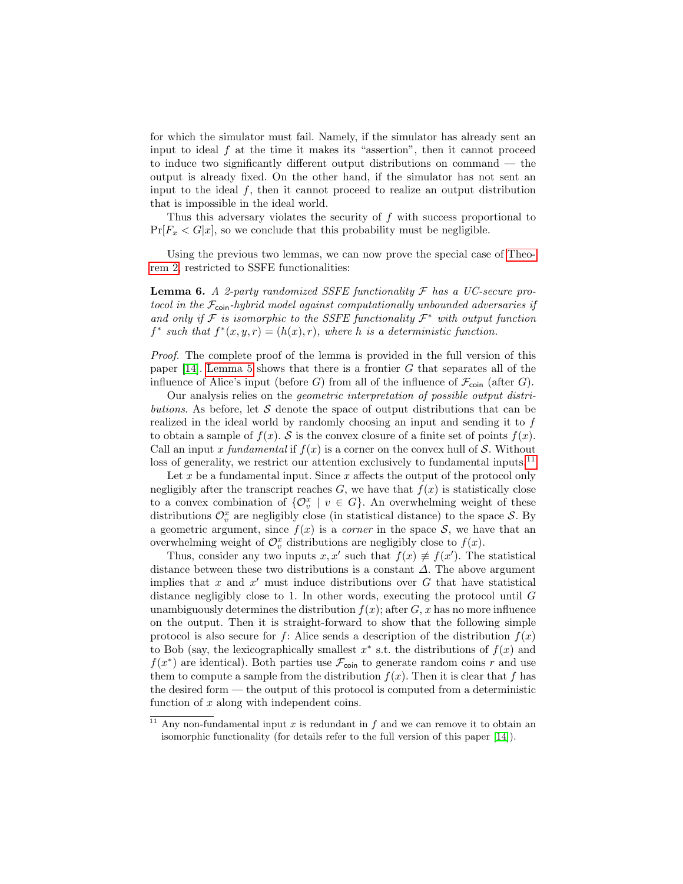for which the simulator must fail. Namely, if the simulator has already sent an input to ideal $f$ at the time it makes its "assertion", then it cannot proceed to induce two significantly different output distributions on command — the output is already fixed. On the other hand, if the simulator has not sent an input to the ideal $f$, then it cannot proceed to realize an output distribution that is impossible in the ideal world.

Thus this adversary violates the security of $f$ with success proportional to $\Pr[F_x < G|x]$, so we conclude that this probability must be negligible.

Using the previous two lemmas, we can now prove the special case of Theorem 2, restricted to SSFE functionalities:

**Lemma 6.** *A 2-party randomized SSFE functionality $\mathcal{F}$ has a UC-secure protocol in the $\mathcal{F}_{\mathsf{coin}}$-hybrid model against computationally unbounded adversaries if and only if $\mathcal{F}$ is isomorphic to the SSFE functionality $\mathcal{F}^*$ with output function $f^*$ such that $f^*(x, y, r) = (h(x), r)$, where $h$ is a deterministic function.*

*Proof.* The complete proof of the lemma is provided in the full version of this paper [14]. Lemma 5 shows that there is a frontier $G$ that separates all of the influence of Alice's input (before $G$) from all of the influence of $\mathcal{F}_{\mathsf{coin}}$ (after $G$).

Our analysis relies on the *geometric interpretation of possible output distributions*. As before, let $\mathcal{S}$ denote the space of output distributions that can be realized in the ideal world by randomly choosing an input and sending it to $f$ to obtain a sample of $f(x)$. $\mathcal{S}$ is the convex closure of a finite set of points $f(x)$. Call an input $x$ *fundamental* if $f(x)$ is a corner on the convex hull of $\mathcal{S}$. Without loss of generality, we restrict our attention exclusively to fundamental inputs.[11]

Let $x$ be a fundamental input. Since $x$ affects the output of the protocol only negligibly after the transcript reaches $G$, we have that $f(x)$ is statistically close to a convex combination of $\{\mathcal{O}_v^x \mid v \in G\}$. An overwhelming weight of these distributions $\mathcal{O}_v^x$ are negligibly close (in statistical distance) to the space $\mathcal{S}$. By a geometric argument, since $f(x)$ is a *corner* in the space $\mathcal{S}$, we have that an overwhelming weight of $\mathcal{O}_v^x$ distributions are negligibly close to $f(x)$.

Thus, consider any two inputs $x, x'$ such that $f(x) \not\equiv f(x')$. The statistical distance between these two distributions is a constant $\Delta$. The above argument implies that $x$ and $x'$ must induce distributions over $G$ that have statistical distance negligibly close to 1. In other words, executing the protocol until $G$ unambiguously determines the distribution $f(x)$; after $G$, $x$ has no more influence on the output. Then it is straight-forward to show that the following simple protocol is also secure for $f$: Alice sends a description of the distribution $f(x)$ to Bob (say, the lexicographically smallest $x^*$ s.t. the distributions of $f(x)$ and $f(x^*)$ are identical). Both parties use $\mathcal{F}_{\mathsf{coin}}$ to generate random coins $r$ and use them to compute a sample from the distribution $f(x)$. Then it is clear that $f$ has the desired form — the output of this protocol is computed from a deterministic function of $x$ along with independent coins.

[11] Any non-fundamental input $x$ is redundant in $f$ and we can remove it to obtain an isomorphic functionality (for details refer to the full version of this paper [14]).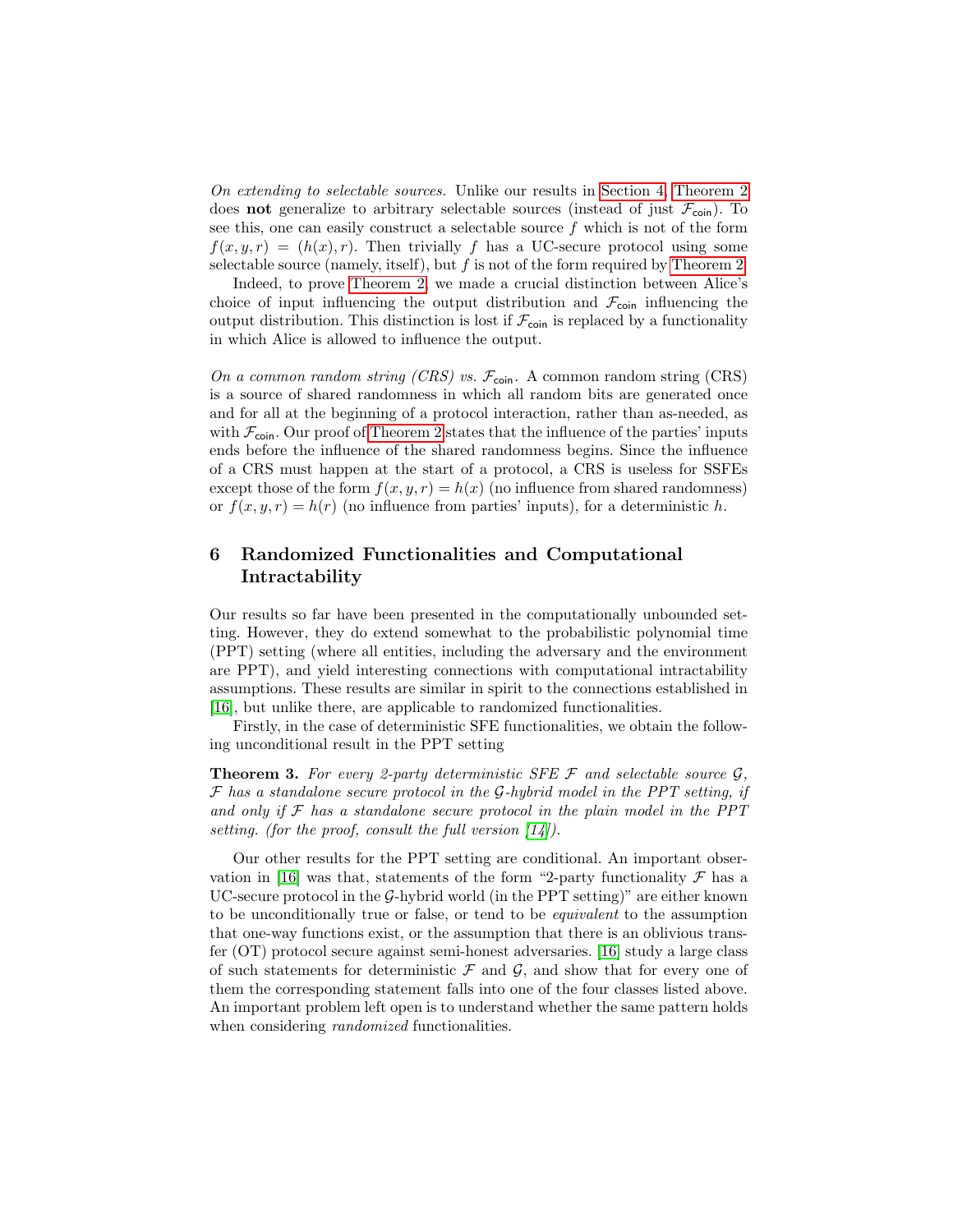*On extending to selectable sources.* Unlike our results in Section 4, Theorem 2 does **not** generalize to arbitrary selectable sources (instead of just $\mathcal{F}_{\mathsf{coin}}$). To see this, one can easily construct a selectable source $f$ which is not of the form $f(x, y, r) = (h(x), r)$. Then trivially $f$ has a UC-secure protocol using some selectable source (namely, itself), but $f$ is not of the form required by Theorem 2.

Indeed, to prove Theorem 2, we made a crucial distinction between Alice's choice of input influencing the output distribution and $\mathcal{F}_{\mathsf{coin}}$ influencing the output distribution. This distinction is lost if $\mathcal{F}_{\mathsf{coin}}$ is replaced by a functionality in which Alice is allowed to influence the output.

*On a common random string (CRS) vs. $\mathcal{F}_{\mathsf{coin}}$.* A common random string (CRS) is a source of shared randomness in which all random bits are generated once and for all at the beginning of a protocol interaction, rather than as-needed, as with $\mathcal{F}_{\mathsf{coin}}$. Our proof of Theorem 2 states that the influence of the parties' inputs ends before the influence of the shared randomness begins. Since the influence of a CRS must happen at the start of a protocol, a CRS is useless for SSFEs except those of the form $f(x, y, r) = h(x)$ (no influence from shared randomness) or $f(x, y, r) = h(r)$ (no influence from parties' inputs), for a deterministic $h$.

## 6 Randomized Functionalities and Computational Intractability

Our results so far have been presented in the computationally unbounded setting. However, they do extend somewhat to the probabilistic polynomial time (PPT) setting (where all entities, including the adversary and the environment are PPT), and yield interesting connections with computational intractability assumptions. These results are similar in spirit to the connections established in [16], but unlike there, are applicable to randomized functionalities.

Firstly, in the case of deterministic SFE functionalities, we obtain the following unconditional result in the PPT setting

**Theorem 3.** *For every 2-party deterministic SFE $\mathcal{F}$ and selectable source $\mathcal{G}$, $\mathcal{F}$ has a standalone secure protocol in the $\mathcal{G}$-hybrid model in the PPT setting, if and only if $\mathcal{F}$ has a standalone secure protocol in the plain model in the PPT setting. (for the proof, consult the full version [14]).*

Our other results for the PPT setting are conditional. An important observation in [16] was that, statements of the form "2-party functionality $\mathcal{F}$ has a UC-secure protocol in the $\mathcal{G}$-hybrid world (in the PPT setting)" are either known to be unconditionally true or false, or tend to be *equivalent* to the assumption that one-way functions exist, or the assumption that there is an oblivious transfer (OT) protocol secure against semi-honest adversaries. [16] study a large class of such statements for deterministic $\mathcal{F}$ and $\mathcal{G}$, and show that for every one of them the corresponding statement falls into one of the four classes listed above. An important problem left open is to understand whether the same pattern holds when considering *randomized* functionalities.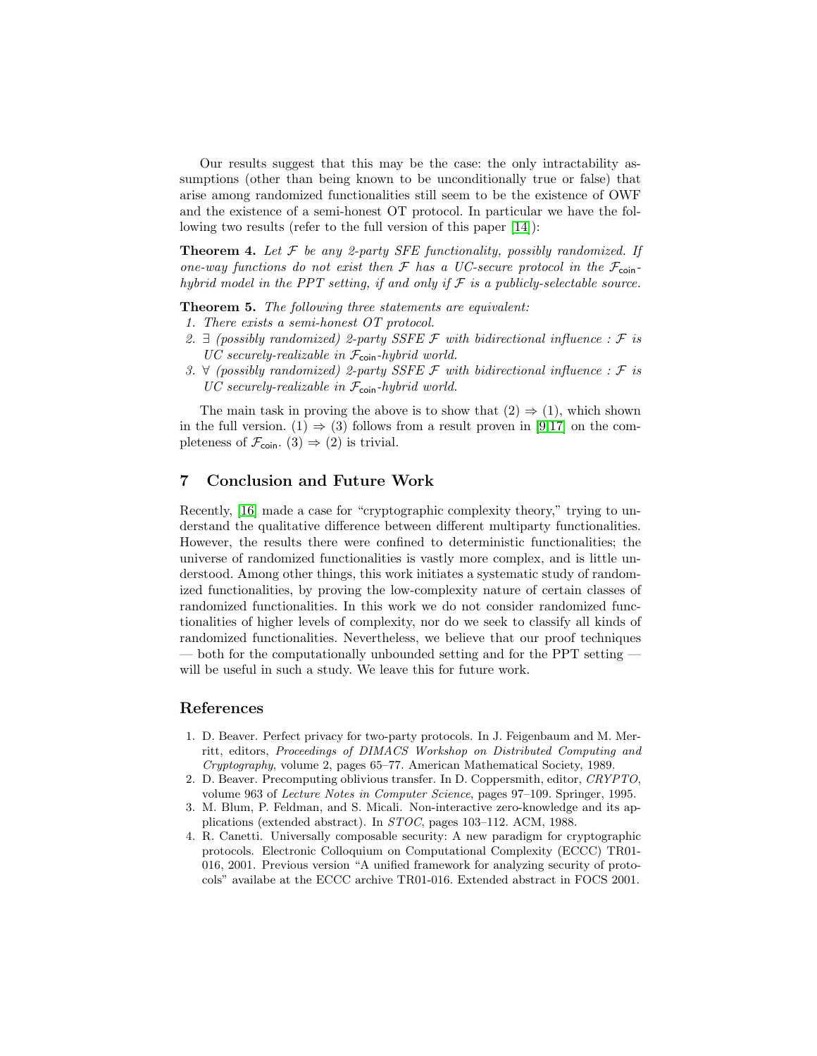Our results suggest that this may be the case: the only intractability assumptions (other than being known to be unconditionally true or false) that arise among randomized functionalities still seem to be the existence of OWF and the existence of a semi-honest OT protocol. In particular we have the following two results (refer to the full version of this paper [14]):

**Theorem 4.** *Let $\mathcal{F}$ be any 2-party SFE functionality, possibly randomized. If one-way functions do not exist then $\mathcal{F}$ has a UC-secure protocol in the $\mathcal{F}_{\mathsf{coin}}$-hybrid model in the PPT setting, if and only if $\mathcal{F}$ is a publicly-selectable source.*

**Theorem 5.** *The following three statements are equivalent:*

1. *There exists a semi-honest OT protocol.*
2. *$\exists$ (possibly randomized) 2-party SSFE $\mathcal{F}$ with bidirectional influence : $\mathcal{F}$ is UC securely-realizable in $\mathcal{F}_{\mathsf{coin}}$-hybrid world.*
3. *$\forall$ (possibly randomized) 2-party SSFE $\mathcal{F}$ with bidirectional influence : $\mathcal{F}$ is UC securely-realizable in $\mathcal{F}_{\mathsf{coin}}$-hybrid world.*

The main task in proving the above is to show that (2) $\Rightarrow$ (1), which shown in the full version. (1) $\Rightarrow$ (3) follows from a result proven in [9,17] on the completeness of $\mathcal{F}_{\mathsf{coin}}$. (3) $\Rightarrow$ (2) is trivial.

## 7 Conclusion and Future Work

Recently, [16] made a case for "cryptographic complexity theory," trying to understand the qualitative difference between different multiparty functionalities. However, the results there were confined to deterministic functionalities; the universe of randomized functionalities is vastly more complex, and is little understood. Among other things, this work initiates a systematic study of randomized functionalities, by proving the low-complexity nature of certain classes of randomized functionalities. In this work we do not consider randomized functionalities of higher levels of complexity, nor do we seek to classify all kinds of randomized functionalities. Nevertheless, we believe that our proof techniques — both for the computationally unbounded setting and for the PPT setting — will be useful in such a study. We leave this for future work.

## References

1. D. Beaver. Perfect privacy for two-party protocols. In J. Feigenbaum and M. Merritt, editors, *Proceedings of DIMACS Workshop on Distributed Computing and Cryptography*, volume 2, pages 65–77. American Mathematical Society, 1989.
2. D. Beaver. Precomputing oblivious transfer. In D. Coppersmith, editor, *CRYPTO*, volume 963 of *Lecture Notes in Computer Science*, pages 97–109. Springer, 1995.
3. M. Blum, P. Feldman, and S. Micali. Non-interactive zero-knowledge and its applications (extended abstract). In *STOC*, pages 103–112. ACM, 1988.
4. R. Canetti. Universally composable security: A new paradigm for cryptographic protocols. Electronic Colloquium on Computational Complexity (ECCC) TR01-016, 2001. Previous version "A unified framework for analyzing security of protocols" availabe at the ECCC archive TR01-016. Extended abstract in FOCS 2001.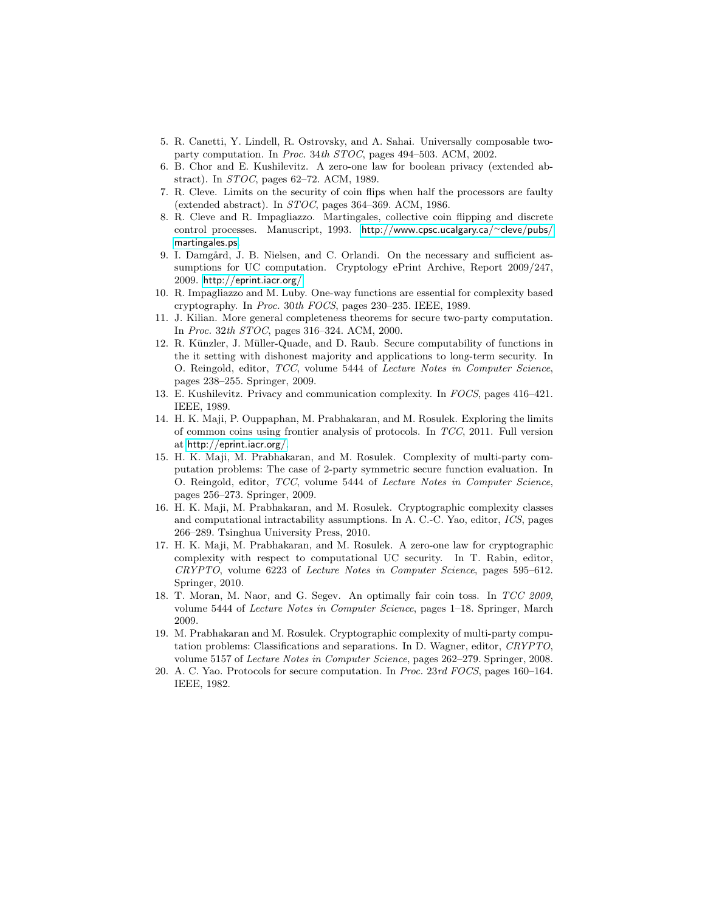5. R. Canetti, Y. Lindell, R. Ostrovsky, and A. Sahai. Universally composable two-party computation. In *Proc. 34th STOC*, pages 494–503. ACM, 2002.
6. B. Chor and E. Kushilevitz. A zero-one law for boolean privacy (extended abstract). In *STOC*, pages 62–72. ACM, 1989.
7. R. Cleve. Limits on the security of coin flips when half the processors are faulty (extended abstract). In *STOC*, pages 364–369. ACM, 1986.
8. R. Cleve and R. Impagliazzo. Martingales, collective coin flipping and discrete control processes. Manuscript, 1993. http://www.cpsc.ucalgary.ca/~cleve/pubs/martingales.ps.
9. I. Damgård, J. B. Nielsen, and C. Orlandi. On the necessary and sufficient assumptions for UC computation. Cryptology ePrint Archive, Report 2009/247, 2009. http://eprint.iacr.org/.
10. R. Impagliazzo and M. Luby. One-way functions are essential for complexity based cryptography. In *Proc. 30th FOCS*, pages 230–235. IEEE, 1989.
11. J. Kilian. More general completeness theorems for secure two-party computation. In *Proc. 32th STOC*, pages 316–324. ACM, 2000.
12. R. Künzler, J. Müller-Quade, and D. Raub. Secure computability of functions in the it setting with dishonest majority and applications to long-term security. In O. Reingold, editor, *TCC*, volume 5444 of *Lecture Notes in Computer Science*, pages 238–255. Springer, 2009.
13. E. Kushilevitz. Privacy and communication complexity. In *FOCS*, pages 416–421. IEEE, 1989.
14. H. K. Maji, P. Ouppaphan, M. Prabhakaran, and M. Rosulek. Exploring the limits of common coins using frontier analysis of protocols. In *TCC*, 2011. Full version at http://eprint.iacr.org/.
15. H. K. Maji, M. Prabhakaran, and M. Rosulek. Complexity of multi-party computation problems: The case of 2-party symmetric secure function evaluation. In O. Reingold, editor, *TCC*, volume 5444 of *Lecture Notes in Computer Science*, pages 256–273. Springer, 2009.
16. H. K. Maji, M. Prabhakaran, and M. Rosulek. Cryptographic complexity classes and computational intractability assumptions. In A. C.-C. Yao, editor, *ICS*, pages 266–289. Tsinghua University Press, 2010.
17. H. K. Maji, M. Prabhakaran, and M. Rosulek. A zero-one law for cryptographic complexity with respect to computational UC security. In T. Rabin, editor, *CRYPTO*, volume 6223 of *Lecture Notes in Computer Science*, pages 595–612. Springer, 2010.
18. T. Moran, M. Naor, and G. Segev. An optimally fair coin toss. In *TCC 2009*, volume 5444 of *Lecture Notes in Computer Science*, pages 1–18. Springer, March 2009.
19. M. Prabhakaran and M. Rosulek. Cryptographic complexity of multi-party computation problems: Classifications and separations. In D. Wagner, editor, *CRYPTO*, volume 5157 of *Lecture Notes in Computer Science*, pages 262–279. Springer, 2008.
20. A. C. Yao. Protocols for secure computation. In *Proc. 23rd FOCS*, pages 160–164. IEEE, 1982.